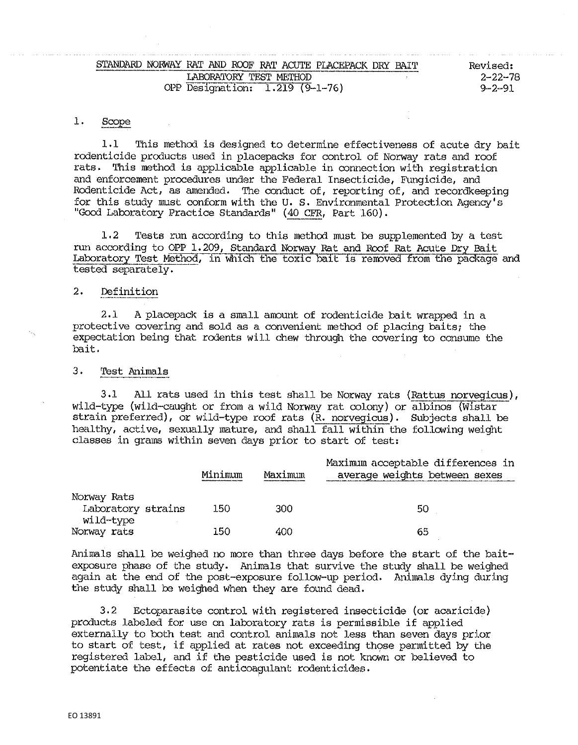STANDARD NORWAY RAT AND ROOF RAT ACUTE PLACEPACK DRY BAIT
LABORATORY TEST METHOD
OPP Designation: 1.219 (9-1-76)

Revised:
2-22-78
9-2-91

## 1. Scope

1.1 This method is designed to determine effectiveness of acute dry bait rodenticide products used in placepacks for control of Norway rats and roof rats. This method is applicable applicable in connection with registration and enforcement procedures under the Federal Insecticide, Fungicide, and Rodenticide Act, as amended. The conduct of, reporting of, and recordkeeping for this study must conform with the U. S. Environmental Protection Agency's "Good Laboratory Practice Standards" (40 CFR, Part 160).

1.2 Tests run according to this method must be supplemented by a test run according to OPP 1.209, Standard Norway Rat and Roof Rat Acute Dry Bait Laboratory Test Method, in which the toxic bait is removed from the package and tested separately.

## 2. Definition

2.1 A placepack is a small amount of rodenticide bait wrapped in a protective covering and sold as a convenient method of placing baits; the expectation being that rodents will chew through the covering to consume the bait.

## 3. Test Animals

3.1 All rats used in this test shall be Norway rats (*Rattus norvegicus*), wild-type (wild-caught or from a wild Norway rat colony) or albinos (Wistar strain preferred), or wild-type roof rats (*R. norvegicus*). Subjects shall be healthy, active, sexually mature, and shall fall within the following weight classes in grams within seven days prior to start of test:

| | Minimum | Maximum | Maximum acceptable differences in average weights between sexes |
|---|---|---|---|
| Norway Rats Laboratory strains | 150 | 300 | 50 |
| wild-type Norway rats | 150 | 400 | 65 |

Animals shall be weighed no more than three days before the start of the bait-exposure phase of the study. Animals that survive the study shall be weighed again at the end of the post-exposure follow-up period. Animals dying during the study shall be weighed when they are found dead.

3.2 Ectoparasite control with registered insecticide (or acaricide) products labeled for use on laboratory rats is permissible if applied externally to both test and control animals not less than seven days prior to start of test, if applied at rates not exceeding those permitted by the registered label, and if the pesticide used is not known or believed to potentiate the effects of anticoagulant rodenticides.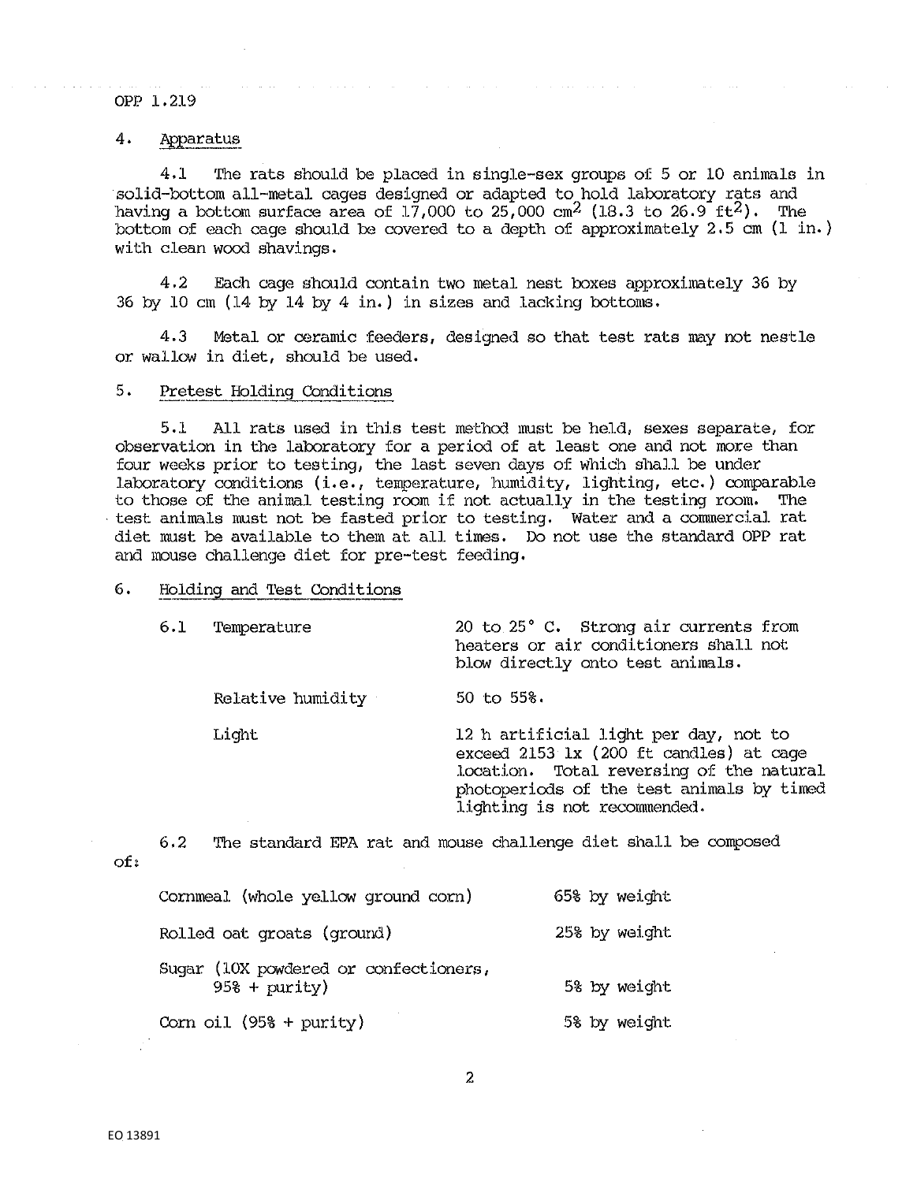## 4. Apparatus

4.1 The rats should be placed in single-sex groups of 5 or 10 animals in solid-bottom all-metal cages designed or adapted to hold laboratory rats and having a bottom surface area of 17,000 to 25,000 $cm^2$ (18.3 to 26.9 $ft^2$). The bottom of each cage should be covered to a depth of approximately 2.5 cm (1 in.) with clean wood shavings.

4.2 Each cage should contain two metal nest boxes approximately 36 by 36 by 10 cm (14 by 14 by 4 in.) in sizes and lacking bottoms.

4.3 Metal or ceramic feeders, designed so that test rats may not nestle or wallow in diet, should be used.

## 5. Pretest Holding Conditions

5.1 All rats used in this test method must be held, sexes separate, for observation in the laboratory for a period of at least one and not more than four weeks prior to testing, the last seven days of which shall be under laboratory conditions (i.e., temperature, humidity, lighting, etc.) comparable to those of the animal testing room if not actually in the testing room. The test animals must not be fasted prior to testing. Water and a commercial rat diet must be available to them at all times. Do not use the standard OPP rat and mouse challenge diet for pre-test feeding.

## 6. Holding and Test Conditions

| | | |
|---|---|---|
| 6.1 | Temperature | 20 to 25° C. Strong air currents from heaters or air conditioners shall not blow directly onto test animals. |
| | Relative humidity | 50 to 55%. |
| | Light | 12 h artificial light per day, not to exceed 2153 lx (200 ft candles) at cage location. Total reversing of the natural photoperiods of the test animals by timed lighting is not recommended. |

6.2 The standard EPA rat and mouse challenge diet shall be composed of:

| | |
|---|---|
| Cornmeal (whole yellow ground corn) | 65% by weight |
| Rolled oat groats (ground) | 25% by weight |
| Sugar (10X powdered or confectioners, 95% + purity) | 5% by weight |
| Corn oil (95% + purity) | 5% by weight |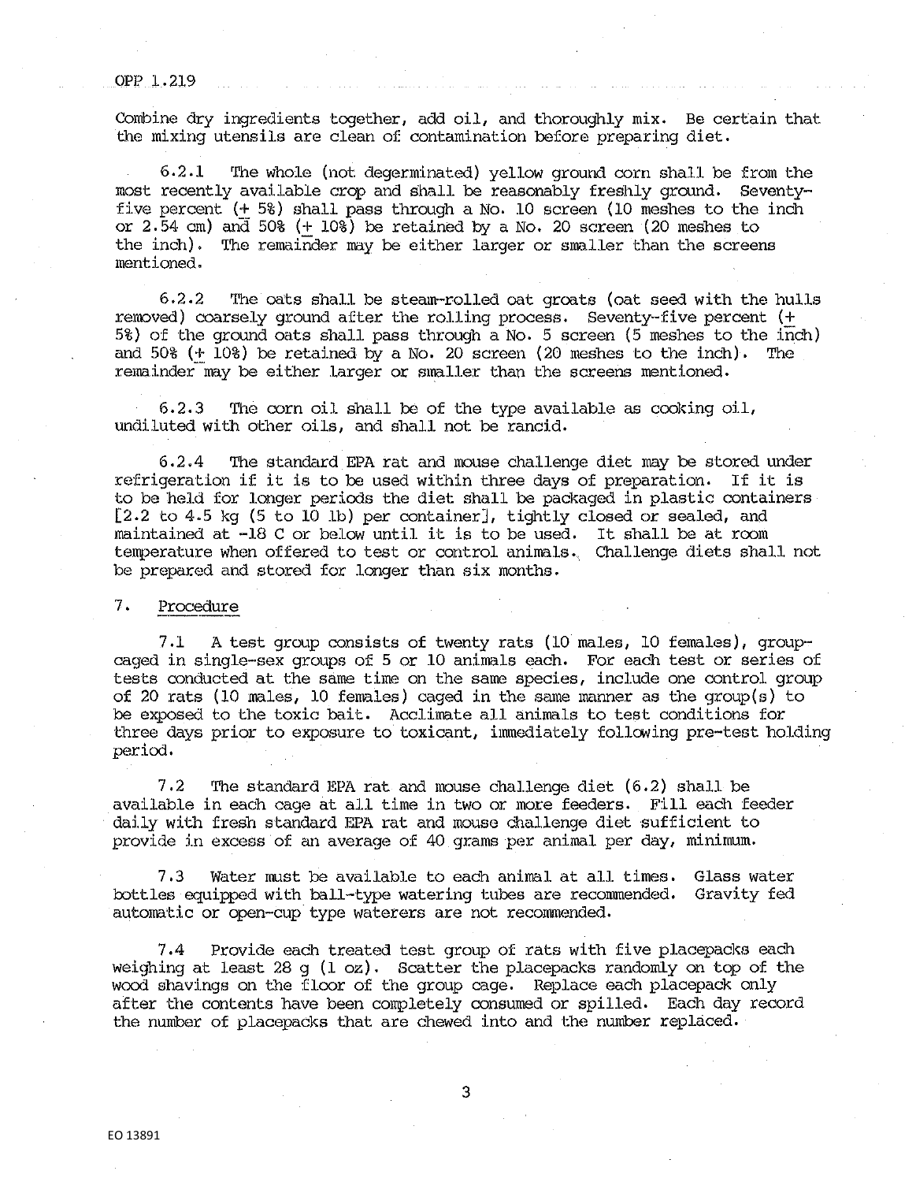Combine dry ingredients together, add oil, and thoroughly mix. Be certain that the mixing utensils are clean of contamination before preparing diet.

6.2.1 The whole (not degerminated) yellow ground corn shall be from the most recently available crop and shall be reasonably freshly ground. Seventy-five percent (± 5%) shall pass through a No. 10 screen (10 meshes to the inch or 2.54 cm) and 50% (± 10%) be retained by a No. 20 screen (20 meshes to the inch). The remainder may be either larger or smaller than the screens mentioned.

6.2.2 The oats shall be steam-rolled oat groats (oat seed with the hulls removed) coarsely ground after the rolling process. Seventy-five percent (± 5%) of the ground oats shall pass through a No. 5 screen (5 meshes to the inch) and 50% (± 10%) be retained by a No. 20 screen (20 meshes to the inch). The remainder may be either larger or smaller than the screens mentioned.

6.2.3 The corn oil shall be of the type available as cooking oil, undiluted with other oils, and shall not be rancid.

6.2.4 The standard EPA rat and mouse challenge diet may be stored under refrigeration if it is to be used within three days of preparation. If it is to be held for longer periods the diet shall be packaged in plastic containers [2.2 to 4.5 kg (5 to 10 lb) per container], tightly closed or sealed, and maintained at -18 C or below until it is to be used. It shall be at room temperature when offered to test or control animals. Challenge diets shall not be prepared and stored for longer than six months.

7. Procedure

7.1 A test group consists of twenty rats (10 males, 10 females), group-caged in single-sex groups of 5 or 10 animals each. For each test or series of tests conducted at the same time on the same species, include one control group of 20 rats (10 males, 10 females) caged in the same manner as the group(s) to be exposed to the toxic bait. Acclimate all animals to test conditions for three days prior to exposure to toxicant, immediately following pre-test holding period.

7.2 The standard EPA rat and mouse challenge diet (6.2) shall be available in each cage at all time in two or more feeders. Fill each feeder daily with fresh standard EPA rat and mouse challenge diet sufficient to provide in excess of an average of 40 grams per animal per day, minimum.

7.3 Water must be available to each animal at all times. Glass water bottles equipped with ball-type watering tubes are recommended. Gravity fed automatic or open-cup type waterers are not recommended.

7.4 Provide each treated test group of rats with five placepacks each weighing at least 28 g (1 oz). Scatter the placepacks randomly on top of the wood shavings on the floor of the group cage. Replace each placepack only after the contents have been completely consumed or spilled. Each day record the number of placepacks that are chewed into and the number replaced.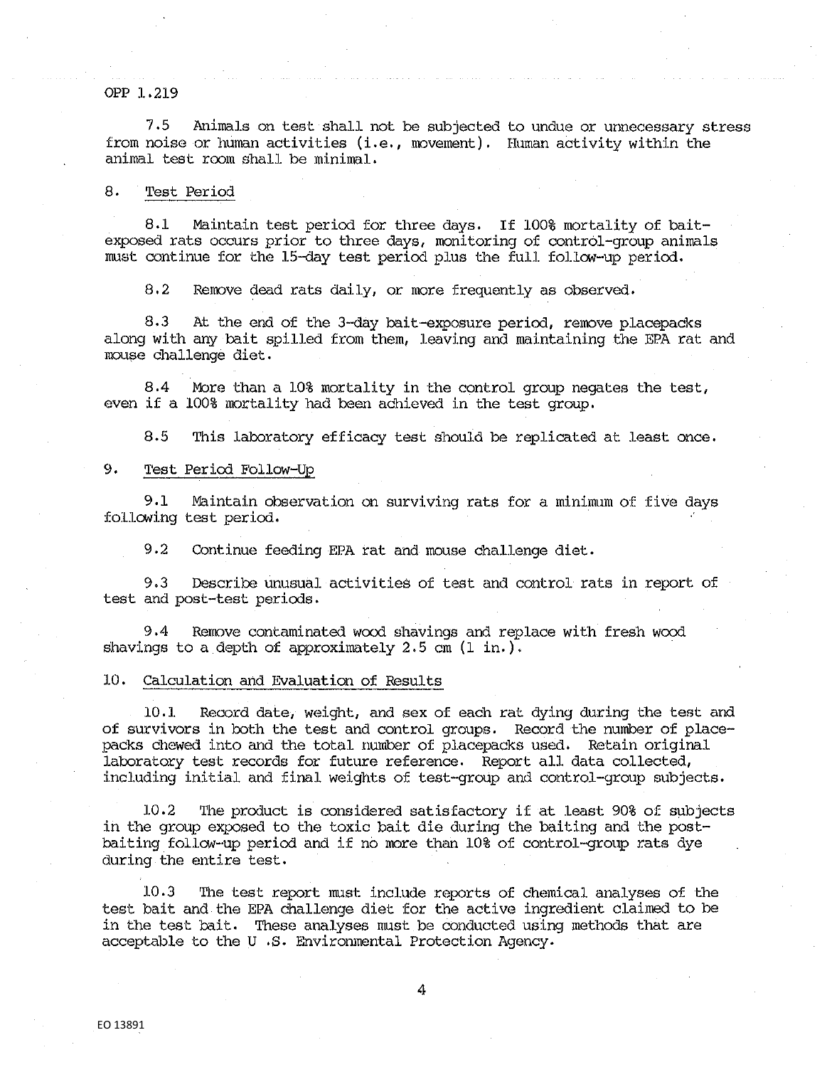7.5 Animals on test shall not be subjected to undue or unnecessary stress from noise or human activities (i.e., movement). Human activity within the animal test room shall be minimal.

8. Test Period

8.1 Maintain test period for three days. If 100% mortality of bait-exposed rats occurs prior to three days, monitoring of control-group animals must continue for the 15-day test period plus the full follow-up period.

8.2 Remove dead rats daily, or more frequently as observed.

8.3 At the end of the 3-day bait-exposure period, remove placepacks along with any bait spilled from them, leaving and maintaining the EPA rat and mouse challenge diet.

8.4 More than a 10% mortality in the control group negates the test, even if a 100% mortality had been achieved in the test group.

8.5 This laboratory efficacy test should be replicated at least once.

9. Test Period Follow-Up

9.1 Maintain observation on surviving rats for a minimum of five days following test period.

9.2 Continue feeding EPA rat and mouse challenge diet.

9.3 Describe unusual activities of test and control rats in report of test and post-test periods.

9.4 Remove contaminated wood shavings and replace with fresh wood shavings to a depth of approximately 2.5 cm (1 in.).

10. Calculation and Evaluation of Results

10.1 Record date, weight, and sex of each rat dying during the test and of survivors in both the test and control groups. Record the number of placepacks chewed into and the total number of placepacks used. Retain original laboratory test records for future reference. Report all data collected, including initial and final weights of test-group and control-group subjects.

10.2 The product is considered satisfactory if at least 90% of subjects in the group exposed to the toxic bait die during the baiting and the post-baiting follow-up period and if no more than 10% of control-group rats dye during the entire test.

10.3 The test report must include reports of chemical analyses of the test bait and the EPA challenge diet for the active ingredient claimed to be in the test bait. These analyses must be conducted using methods that are acceptable to the U .S. Environmental Protection Agency.